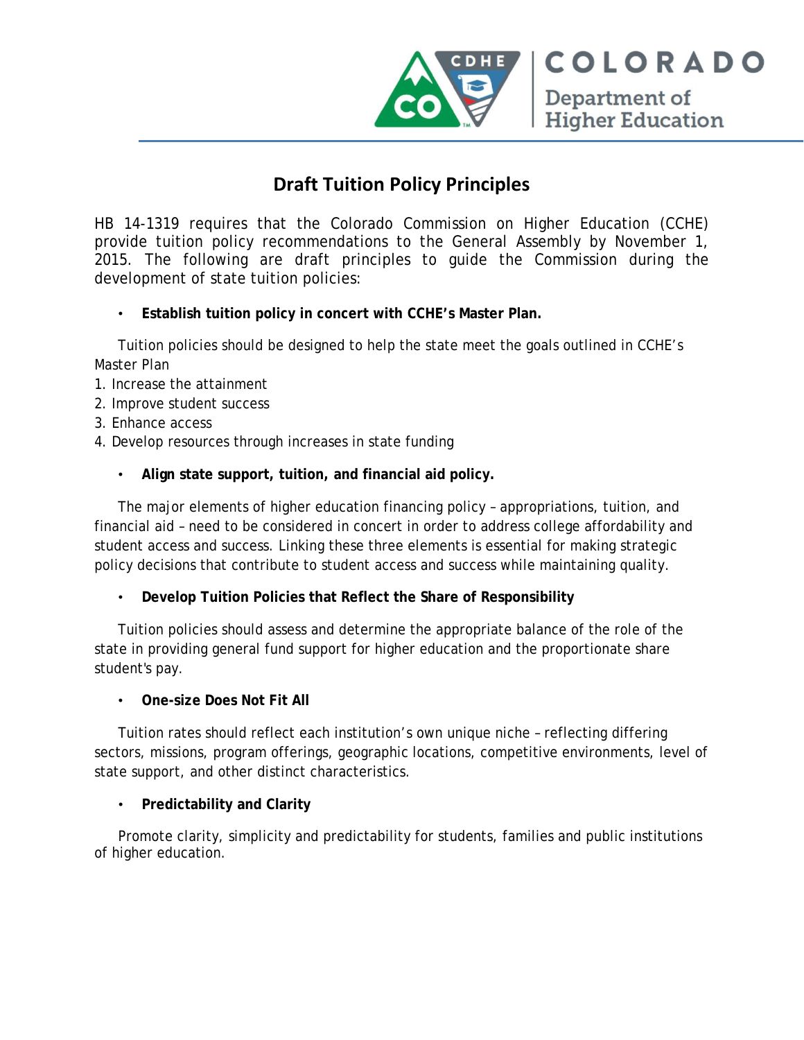# Draft Tuition Policy Principles

HB 14-1319 requires that the Colorado Commission on Higher Education (CCHE) provide tuition policy recommendations to the General Assembly by November 1, 2015. The following are draft principles to guide the Commission during the development of state tuition policies:

- **Establish tuition policy in concert with CCHE's Master Plan.**

Tuition policies should be designed to help the state meet the goals outlined in CCHE's Master Plan

1. Increase the attainment
2. Improve student success
3. Enhance access
4. Develop resources through increases in state funding

- **Align state support, tuition, and financial aid policy.**

The major elements of higher education financing policy – appropriations, tuition, and financial aid – need to be considered in concert in order to address college affordability and student access and success. Linking these three elements is essential for making strategic policy decisions that contribute to student access and success while maintaining quality.

- **Develop Tuition Policies that Reflect the Share of Responsibility**

Tuition policies should assess and determine the appropriate balance of the role of the state in providing general fund support for higher education and the proportionate share student's pay.

- **One-size Does Not Fit All**

Tuition rates should reflect each institution's own unique niche – reflecting differing sectors, missions, program offerings, geographic locations, competitive environments, level of state support, and other distinct characteristics.

- **Predictability and Clarity**

Promote clarity, simplicity and predictability for students, families and public institutions of higher education.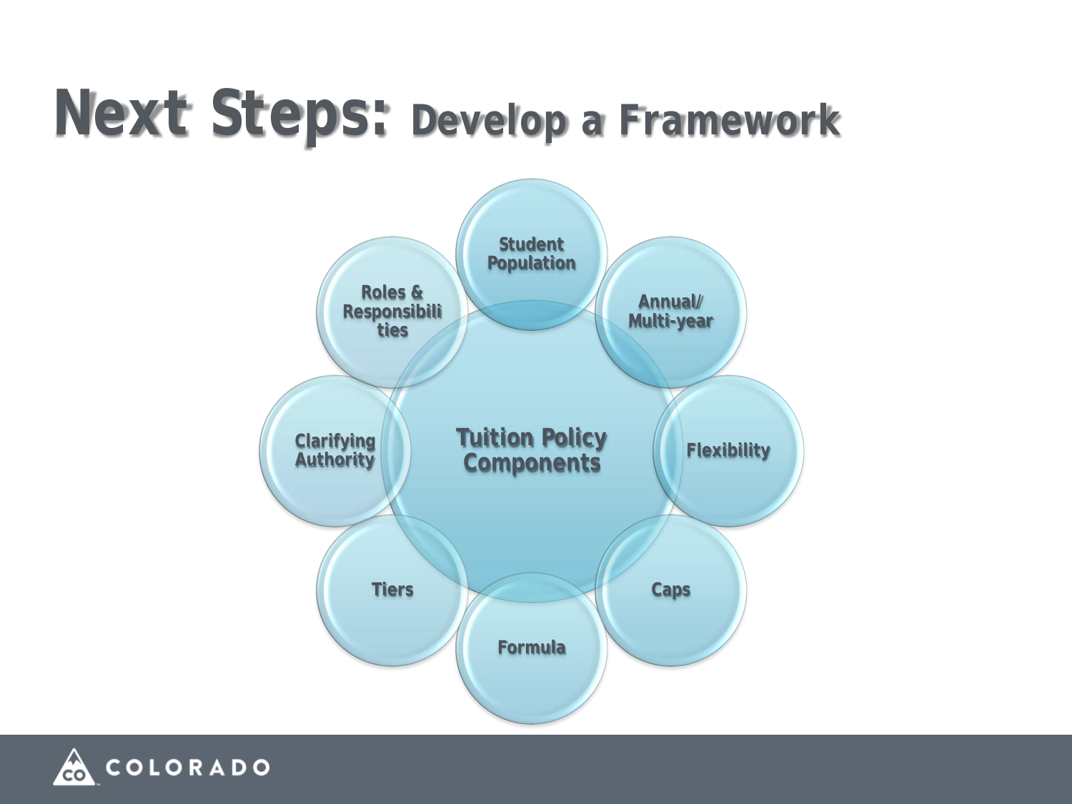# Next Steps: Develop a Framework

Tuition Policy Components

Student Population

Annual/ Multi-year

Flexibility

Caps

Formula

Tiers

Clarifying Authority

Roles & Responsibilities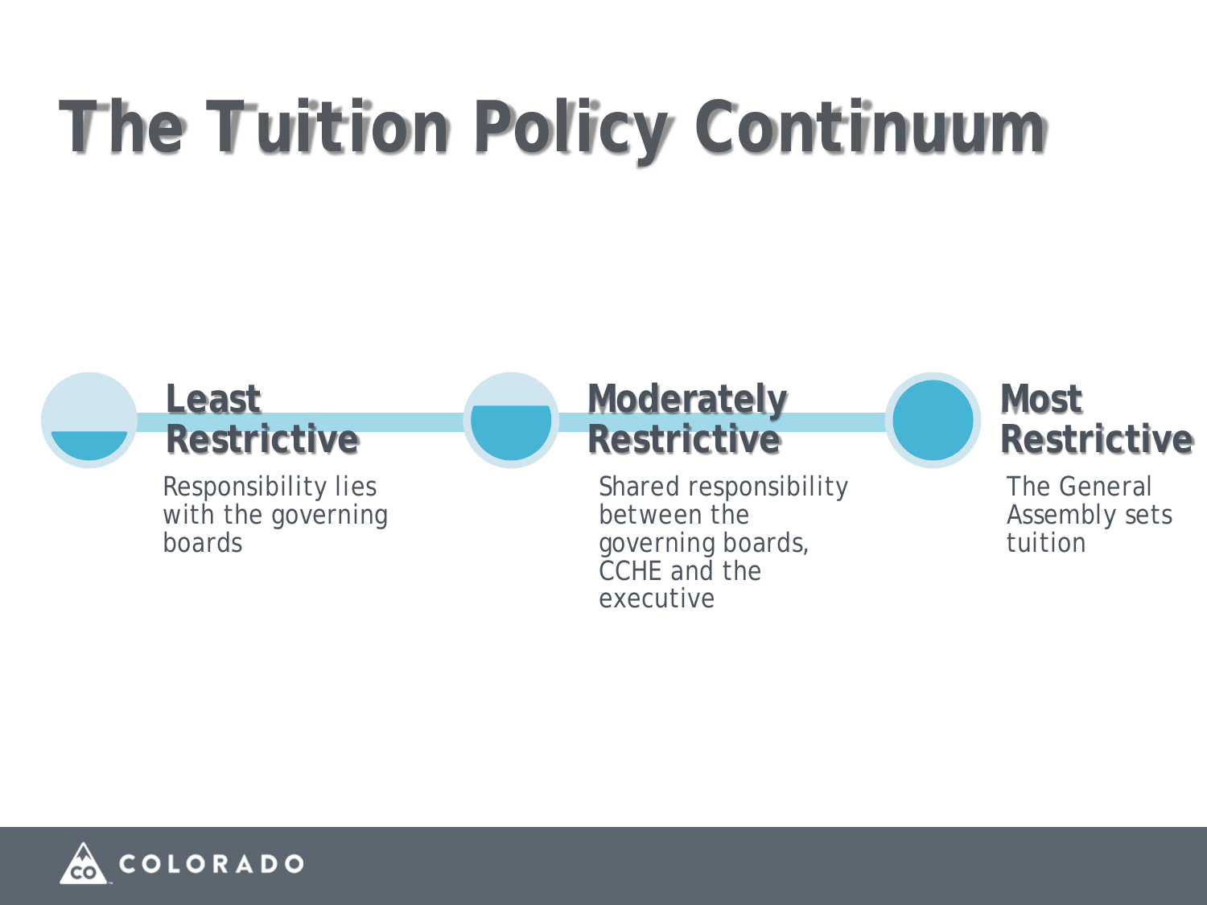# The Tuition Policy Continuum

**Least Restrictive**

Responsibility lies with the governing boards

**Moderately Restrictive**

Shared responsibility between the governing boards, CCHE and the executive

**Most Restrictive**

The General Assembly sets tuition